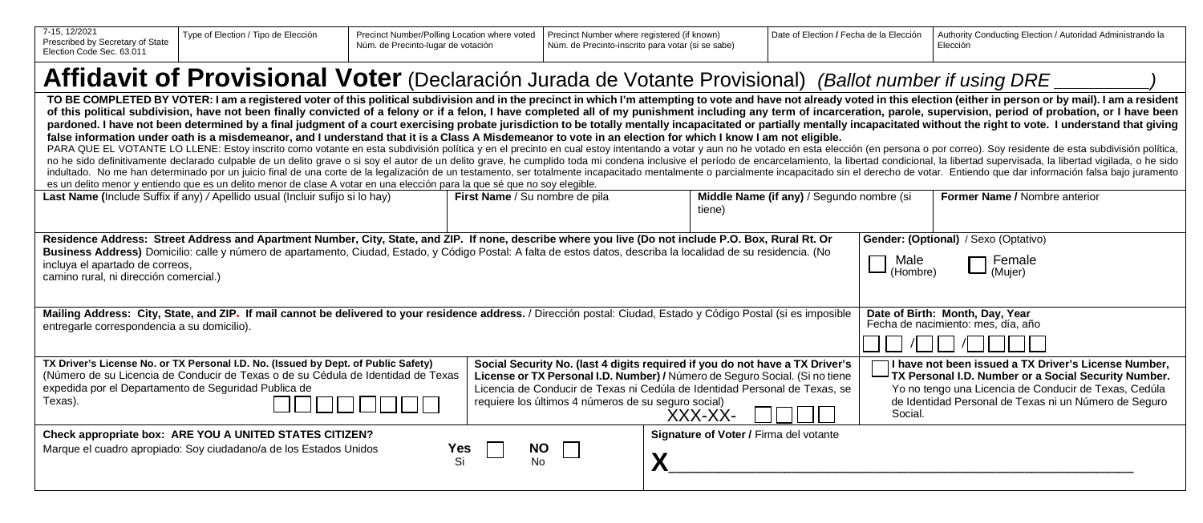| 7-15, 12/2021 Prescribed by Secretary of State Election Code Sec. 63.011 | Type of Election / Tipo de Elección | Precinct Number/Polling Location where voted Núm. de Precinto-lugar de votación | Precinct Number where registered (if known) Núm. de Precinto-inscrito para votar (si se sabe) | Date of Election / Fecha de la Elección | Authority Conducting Election / Autoridad Administrando la Elección |
|---|---|---|---|---|---|
| | | | | | |

# Affidavit of Provisional Voter (Declaración Jurada de Votante Provisional) *(Ballot number if using DRE \_\_\_\_\_\_\_\_)*

**TO BE COMPLETED BY VOTER: I am a registered voter of this political subdivision and in the precinct in which I'm attempting to vote and have not already voted in this election (either in person or by mail). I am a resident of this political subdivision, have not been finally convicted of a felony or if a felon, I have completed all of my punishment including any term of incarceration, parole, supervision, period of probation, or I have been pardoned. I have not been determined by a final judgment of a court exercising probate jurisdiction to be totally mentally incapacitated or partially mentally incapacitated without the right to vote. I understand that giving false information under oath is a misdemeanor, and I understand that it is a Class A Misdemeanor to vote in an election for which I know I am not eligible.**

PARA QUE EL VOTANTE LO LLENE: Estoy inscrito como votante en esta subdivisión política y en el precinto en cual estoy intentando a votar y aun no he votado en esta elección (en persona o por correo). Soy residente de esta subdivisión política, no he sido definitivamente declarado culpable de un delito grave o si soy el autor de un delito grave, he cumplido toda mi condena inclusive el período de encarcelamiento, la libertad condicional, la libertad supervisada, la libertad vigilada, o he sido indultado. No me han determinado por un juicio final de una corte de la legalización de un testamento, ser totalmente incapacitado mentalmente o parcialmente incapacitado sin el derecho de votar. Entiendo que dar información falsa bajo juramento es un delito menor y entiendo que es un delito menor de clase A votar en una elección para la que sé que no soy elegible.

| **Last Name (**Include Suffix if any) / Apellido usual (Incluir sufijo si lo hay) | **First Name** / Su nombre de pila | **Middle Name (if any)** / Segundo nombre (si tiene) | **Former Name /** Nombre anterior |
|---|---|---|---|
| | | | |

| **Residence Address: Street Address and Apartment Number, City, State, and ZIP. If none, describe where you live (Do not include P.O. Box, Rural Rt. Or Business Address)** Domicilio: calle y número de apartamento, Ciudad, Estado, y Código Postal: A falta de estos datos, describa la localidad de su residencia. (No incluya el apartado de correos, camino rural, ni dirección comercial.) | **Gender: (Optional)** / Sexo (Optativo) ☐ Male (Hombre) ☐ Female (Mujer) |
|---|---|
| **Mailing Address: City, State, and ZIP. If mail cannot be delivered to your residence address.** / Dirección postal: Ciudad, Estado y Código Postal (si es imposible entregarle correspondencia a su domicilio). | **Date of Birth: Month, Day, Year** Fecha de nacimiento: mes, día, año ☐☐ / ☐☐ / ☐☐☐☐ |

| **TX Driver's License No. or TX Personal I.D. No. (Issued by Dept. of Public Safety)** (Número de su Licencia de Conducir de Texas o de su Cédula de Identidad de Texas expedida por el Departamento de Seguridad Publica de Texas). ☐☐☐☐☐☐☐☐ | **Social Security No. (last 4 digits required if you do not have a TX Driver's License or TX Personal I.D. Number) /** Número de Seguro Social. (Si no tiene Licencia de Conducir de Texas ni Cedúla de Identidad Personal de Texas, se requiere los últimos 4 números de su seguro social) XXX-XX- ☐☐☐☐ | ☐ **I have not been issued a TX Driver's License Number, TX Personal I.D. Number or a Social Security Number.** Yo no tengo una Licencia de Conducir de Texas, Cedúla de Identidad Personal de Texas ni un Número de Seguro Social. |
|---|---|---|

| **Check appropriate box: ARE YOU A UNITED STATES CITIZEN?** Marque el cuadro apropiado: Soy ciudadano/a de los Estados Unidos **Yes** Si ☐ **NO** No ☐ | **Signature of Voter /** Firma del votante **X**\_\_\_\_\_\_\_\_\_\_\_\_\_\_\_\_\_\_\_\_\_\_\_\_\_\_\_\_\_\_\_\_\_\_\_\_\_\_\_\_ |
|---|---|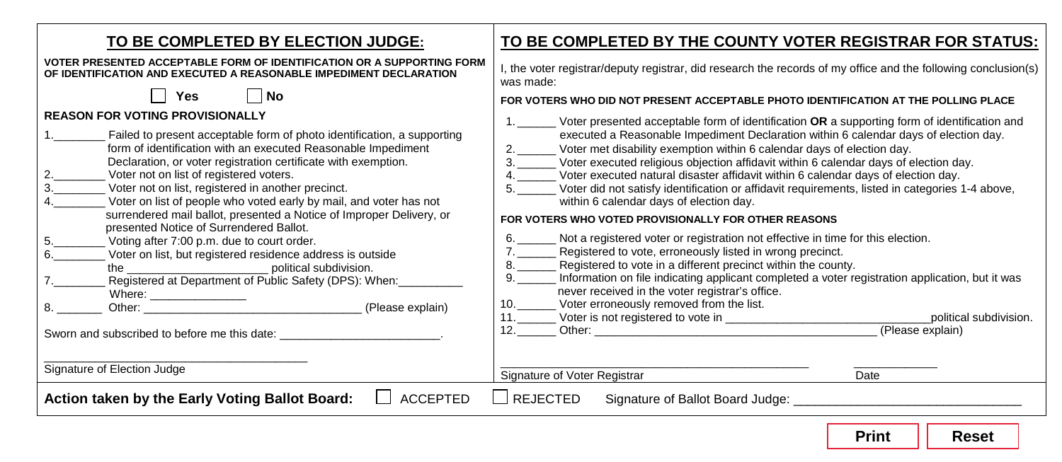## TO BE COMPLETED BY ELECTION JUDGE:

**VOTER PRESENTED ACCEPTABLE FORM OF IDENTIFICATION OR A SUPPORTING FORM OF IDENTIFICATION AND EXECUTED A REASONABLE IMPEDIMENT DECLARATION**

☐ **Yes** ☐ **No**

**REASON FOR VOTING PROVISIONALLY**

1.________ Failed to present acceptable form of photo identification, a supporting form of identification with an executed Reasonable Impediment Declaration, or voter registration certificate with exemption.
2.________ Voter not on list of registered voters.
3.________ Voter not on list, registered in another precinct.
4.________ Voter on list of people who voted early by mail, and voter has not surrendered mail ballot, presented a Notice of Improper Delivery, or presented Notice of Surrendered Ballot.
5.________ Voting after 7:00 p.m. due to court order.
6.________ Voter on list, but registered residence address is outside the ______________________ political subdivision.
7.________ Registered at Department of Public Safety (DPS): When:__________ Where: _______________
8. _______ Other: __________________________________ (Please explain)

Sworn and subscribed to before me this date: _________________________.

_______________________________________
Signature of Election Judge

## TO BE COMPLETED BY THE COUNTY VOTER REGISTRAR FOR STATUS:

I, the voter registrar/deputy registrar, did research the records of my office and the following conclusion(s) was made:

**FOR VOTERS WHO DID NOT PRESENT ACCEPTABLE PHOTO IDENTIFICATION AT THE POLLING PLACE**

1. ______ Voter presented acceptable form of identification **OR** a supporting form of identification and executed a Reasonable Impediment Declaration within 6 calendar days of election day.
2. ______ Voter met disability exemption within 6 calendar days of election day.
3. ______ Voter executed religious objection affidavit within 6 calendar days of election day.
4. ______ Voter executed natural disaster affidavit within 6 calendar days of election day.
5. ______ Voter did not satisfy identification or affidavit requirements, listed in categories 1-4 above, within 6 calendar days of election day.

**FOR VOTERS WHO VOTED PROVISIONALLY FOR OTHER REASONS**

6. ______ Not a registered voter or registration not effective in time for this election.
7. ______ Registered to vote, erroneously listed in wrong precinct.
8. ______ Registered to vote in a different precinct within the county.
9. ______ Information on file indicating applicant completed a voter registration application, but it was never received in the voter registrar's office.
10. ______ Voter erroneously removed from the list.
11. ______ Voter is not registered to vote in ________________________________ political subdivision.
12. ______ Other: _____________________________________________ (Please explain)

_______________________________________________ _____________
Signature of Voter Registrar Date

**Action taken by the Early Voting Ballot Board:** ☐ ACCEPTED ☐ REJECTED Signature of Ballot Board Judge: _______________________________